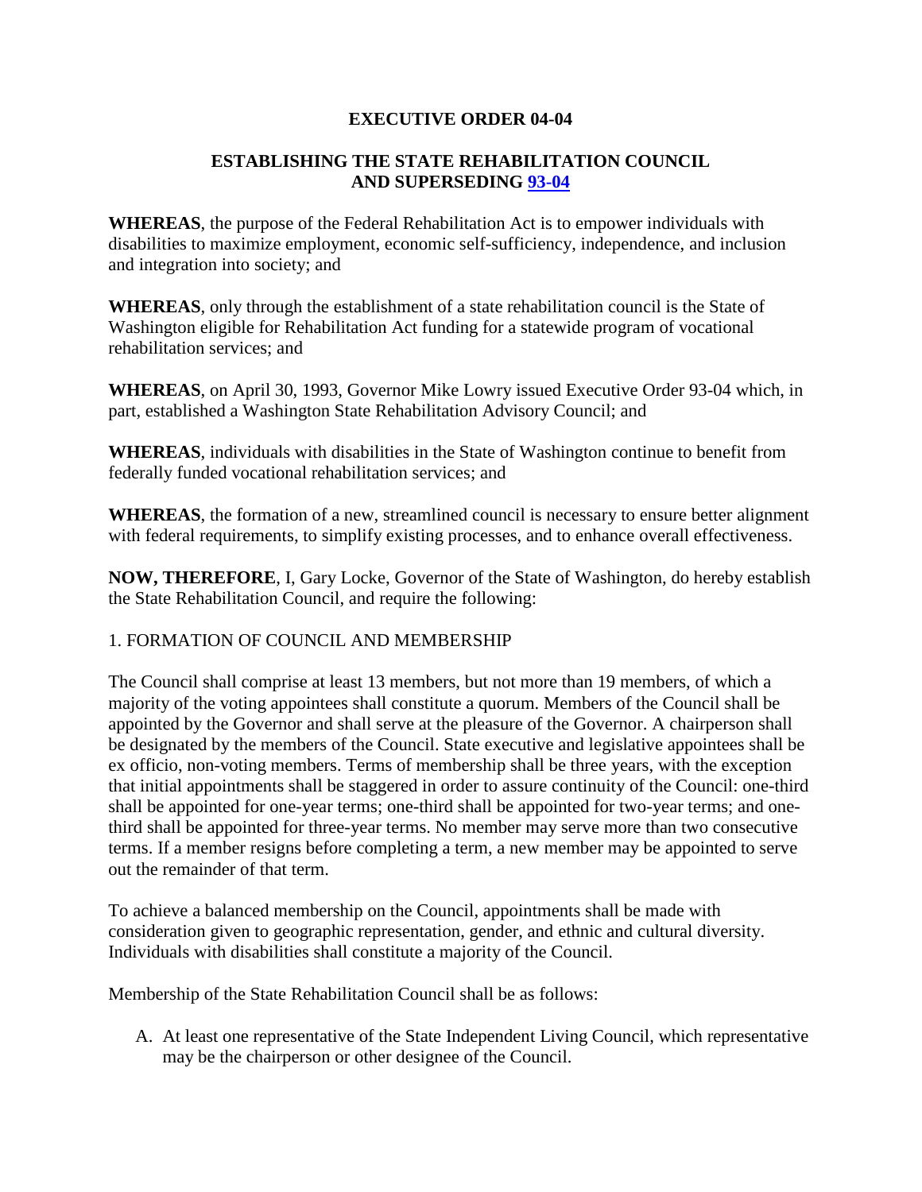# EXECUTIVE ORDER 04-04

## ESTABLISHING THE STATE REHABILITATION COUNCIL AND SUPERSEDING 93-04

**WHEREAS**, the purpose of the Federal Rehabilitation Act is to empower individuals with disabilities to maximize employment, economic self-sufficiency, independence, and inclusion and integration into society; and

**WHEREAS**, only through the establishment of a state rehabilitation council is the State of Washington eligible for Rehabilitation Act funding for a statewide program of vocational rehabilitation services; and

**WHEREAS**, on April 30, 1993, Governor Mike Lowry issued Executive Order 93-04 which, in part, established a Washington State Rehabilitation Advisory Council; and

**WHEREAS**, individuals with disabilities in the State of Washington continue to benefit from federally funded vocational rehabilitation services; and

**WHEREAS**, the formation of a new, streamlined council is necessary to ensure better alignment with federal requirements, to simplify existing processes, and to enhance overall effectiveness.

**NOW, THEREFORE**, I, Gary Locke, Governor of the State of Washington, do hereby establish the State Rehabilitation Council, and require the following:

1. FORMATION OF COUNCIL AND MEMBERSHIP

The Council shall comprise at least 13 members, but not more than 19 members, of which a majority of the voting appointees shall constitute a quorum. Members of the Council shall be appointed by the Governor and shall serve at the pleasure of the Governor. A chairperson shall be designated by the members of the Council. State executive and legislative appointees shall be ex officio, non-voting members. Terms of membership shall be three years, with the exception that initial appointments shall be staggered in order to assure continuity of the Council: one-third shall be appointed for one-year terms; one-third shall be appointed for two-year terms; and one-third shall be appointed for three-year terms. No member may serve more than two consecutive terms. If a member resigns before completing a term, a new member may be appointed to serve out the remainder of that term.

To achieve a balanced membership on the Council, appointments shall be made with consideration given to geographic representation, gender, and ethnic and cultural diversity. Individuals with disabilities shall constitute a majority of the Council.

Membership of the State Rehabilitation Council shall be as follows:

A. At least one representative of the State Independent Living Council, which representative may be the chairperson or other designee of the Council.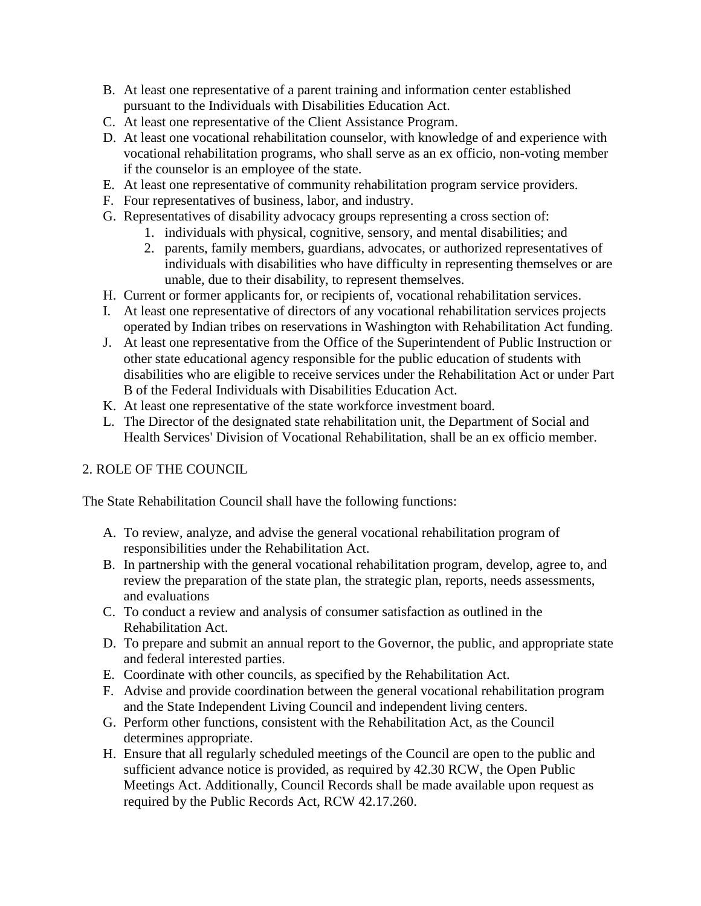B. At least one representative of a parent training and information center established pursuant to the Individuals with Disabilities Education Act.
C. At least one representative of the Client Assistance Program.
D. At least one vocational rehabilitation counselor, with knowledge of and experience with vocational rehabilitation programs, who shall serve as an ex officio, non-voting member if the counselor is an employee of the state.
E. At least one representative of community rehabilitation program service providers.
F. Four representatives of business, labor, and industry.
G. Representatives of disability advocacy groups representing a cross section of:
   1. individuals with physical, cognitive, sensory, and mental disabilities; and
   2. parents, family members, guardians, advocates, or authorized representatives of individuals with disabilities who have difficulty in representing themselves or are unable, due to their disability, to represent themselves.
H. Current or former applicants for, or recipients of, vocational rehabilitation services.
I. At least one representative of directors of any vocational rehabilitation services projects operated by Indian tribes on reservations in Washington with Rehabilitation Act funding.
J. At least one representative from the Office of the Superintendent of Public Instruction or other state educational agency responsible for the public education of students with disabilities who are eligible to receive services under the Rehabilitation Act or under Part B of the Federal Individuals with Disabilities Education Act.
K. At least one representative of the state workforce investment board.
L. The Director of the designated state rehabilitation unit, the Department of Social and Health Services' Division of Vocational Rehabilitation, shall be an ex officio member.

## 2. ROLE OF THE COUNCIL

The State Rehabilitation Council shall have the following functions:

A. To review, analyze, and advise the general vocational rehabilitation program of responsibilities under the Rehabilitation Act.
B. In partnership with the general vocational rehabilitation program, develop, agree to, and review the preparation of the state plan, the strategic plan, reports, needs assessments, and evaluations
C. To conduct a review and analysis of consumer satisfaction as outlined in the Rehabilitation Act.
D. To prepare and submit an annual report to the Governor, the public, and appropriate state and federal interested parties.
E. Coordinate with other councils, as specified by the Rehabilitation Act.
F. Advise and provide coordination between the general vocational rehabilitation program and the State Independent Living Council and independent living centers.
G. Perform other functions, consistent with the Rehabilitation Act, as the Council determines appropriate.
H. Ensure that all regularly scheduled meetings of the Council are open to the public and sufficient advance notice is provided, as required by 42.30 RCW, the Open Public Meetings Act. Additionally, Council Records shall be made available upon request as required by the Public Records Act, RCW 42.17.260.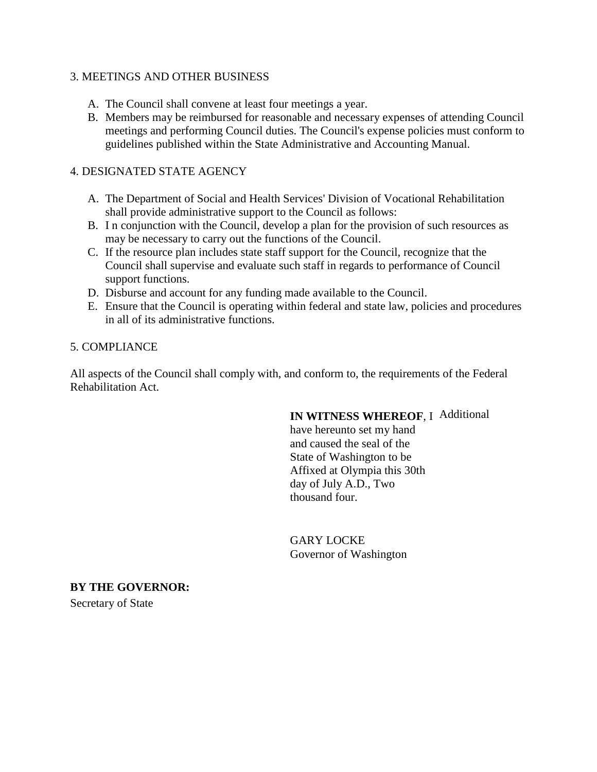3. MEETINGS AND OTHER BUSINESS

A. The Council shall convene at least four meetings a year.
B. Members may be reimbursed for reasonable and necessary expenses of attending Council meetings and performing Council duties. The Council's expense policies must conform to guidelines published within the State Administrative and Accounting Manual.

4. DESIGNATED STATE AGENCY

A. The Department of Social and Health Services' Division of Vocational Rehabilitation shall provide administrative support to the Council as follows:
B. I n conjunction with the Council, develop a plan for the provision of such resources as may be necessary to carry out the functions of the Council.
C. If the resource plan includes state staff support for the Council, recognize that the Council shall supervise and evaluate such staff in regards to performance of Council support functions.
D. Disburse and account for any funding made available to the Council.
E. Ensure that the Council is operating within federal and state law, policies and procedures in all of its administrative functions.

5. COMPLIANCE

All aspects of the Council shall comply with, and conform to, the requirements of the Federal Rehabilitation Act.

**IN WITNESS WHEREOF**, I have hereunto set my hand and caused the seal of the State of Washington to be Affixed at Olympia this 30th day of July A.D., Two thousand four.

Additional

GARY LOCKE
Governor of Washington

**BY THE GOVERNOR:**
Secretary of State